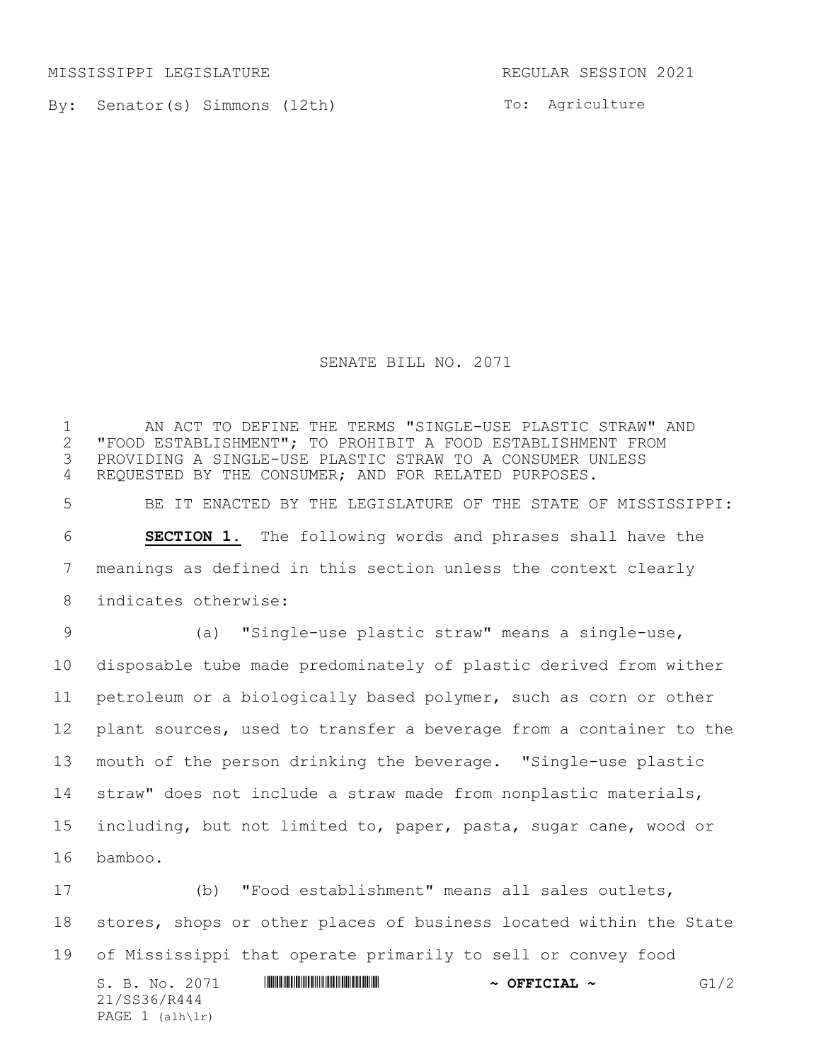MISSISSIPPI LEGISLATURE REGULAR SESSION 2021

By: Senator(s) Simmons (12th)

To: Agriculture

# SENATE BILL NO. 2071

AN ACT TO DEFINE THE TERMS "SINGLE-USE PLASTIC STRAW" AND "FOOD ESTABLISHMENT"; TO PROHIBIT A FOOD ESTABLISHMENT FROM PROVIDING A SINGLE-USE PLASTIC STRAW TO A CONSUMER UNLESS REQUESTED BY THE CONSUMER; AND FOR RELATED PURPOSES.

BE IT ENACTED BY THE LEGISLATURE OF THE STATE OF MISSISSIPPI:

**SECTION 1.** The following words and phrases shall have the meanings as defined in this section unless the context clearly indicates otherwise:

(a) "Single-use plastic straw" means a single-use, disposable tube made predominately of plastic derived from wither petroleum or a biologically based polymer, such as corn or other plant sources, used to transfer a beverage from a container to the mouth of the person drinking the beverage. "Single-use plastic straw" does not include a straw made from nonplastic materials, including, but not limited to, paper, pasta, sugar cane, wood or bamboo.

(b) "Food establishment" means all sales outlets, stores, shops or other places of business located within the State of Mississippi that operate primarily to sell or convey food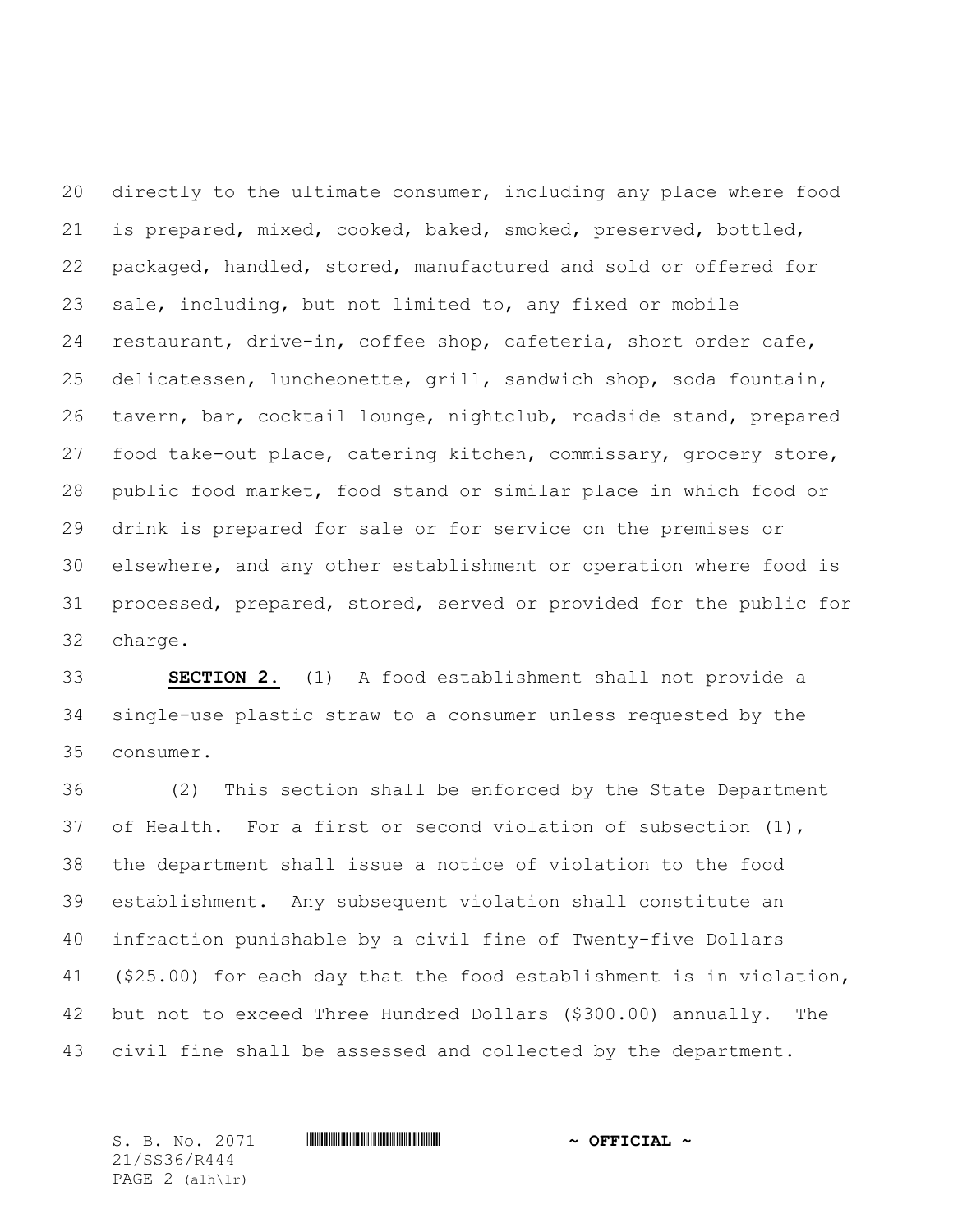directly to the ultimate consumer, including any place where food is prepared, mixed, cooked, baked, smoked, preserved, bottled, packaged, handled, stored, manufactured and sold or offered for sale, including, but not limited to, any fixed or mobile restaurant, drive-in, coffee shop, cafeteria, short order cafe, delicatessen, luncheonette, grill, sandwich shop, soda fountain, tavern, bar, cocktail lounge, nightclub, roadside stand, prepared food take-out place, catering kitchen, commissary, grocery store, public food market, food stand or similar place in which food or drink is prepared for sale or for service on the premises or elsewhere, and any other establishment or operation where food is processed, prepared, stored, served or provided for the public for charge.

**SECTION 2.** (1) A food establishment shall not provide a single-use plastic straw to a consumer unless requested by the consumer.

(2) This section shall be enforced by the State Department of Health. For a first or second violation of subsection (1), the department shall issue a notice of violation to the food establishment. Any subsequent violation shall constitute an infraction punishable by a civil fine of Twenty-five Dollars ($25.00) for each day that the food establishment is in violation, but not to exceed Three Hundred Dollars ($300.00) annually. The civil fine shall be assessed and collected by the department.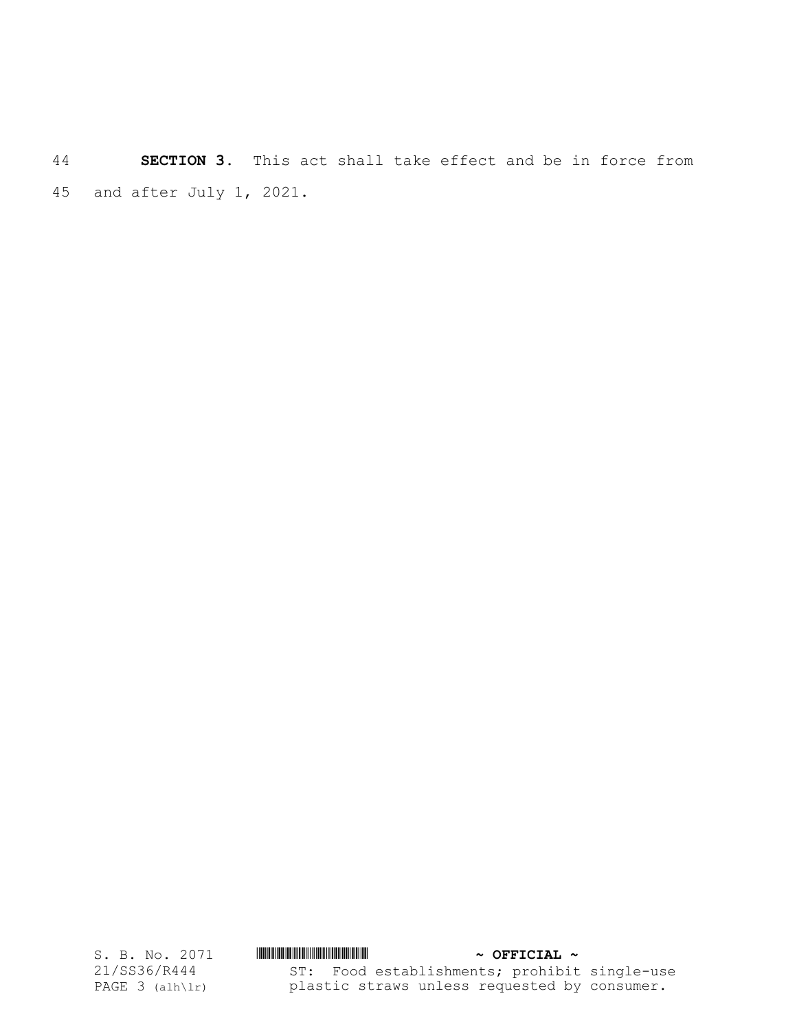44 **SECTION 3.** This act shall take effect and be in force from

45 and after July 1, 2021.